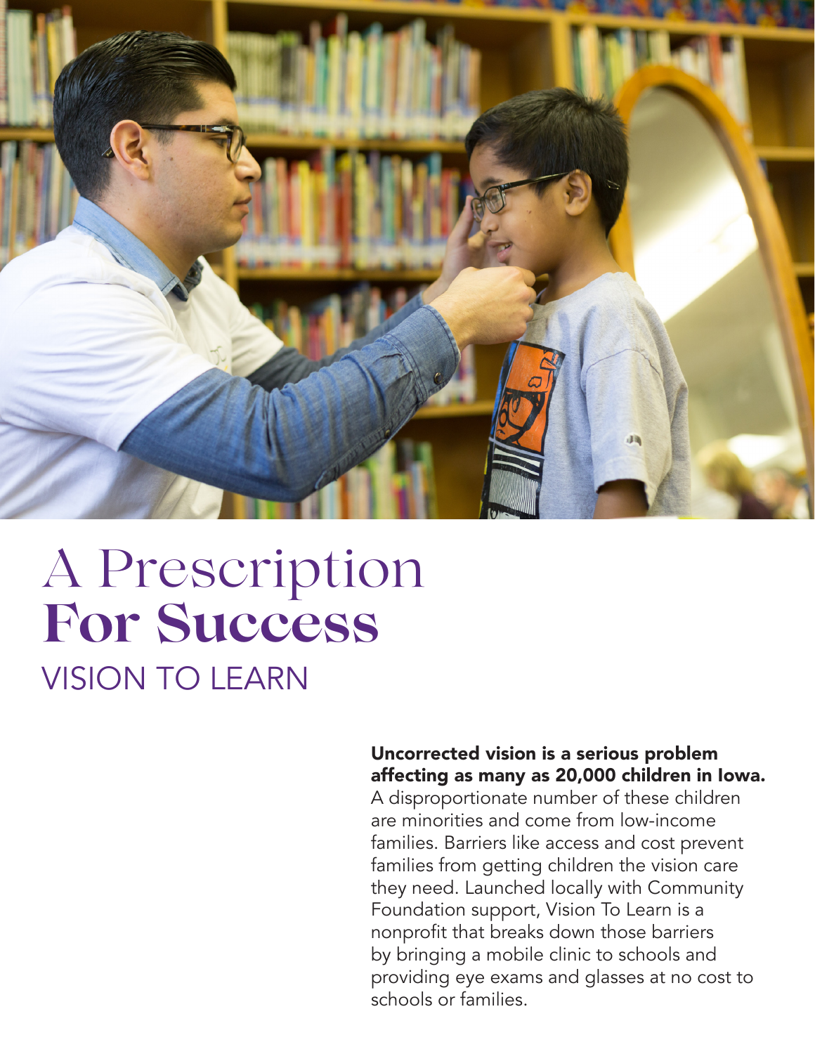# A Prescription **For Success**

## VISION TO LEARN

**Uncorrected vision is a serious problem affecting as many as 20,000 children in Iowa.** A disproportionate number of these children are minorities and come from low-income families. Barriers like access and cost prevent families from getting children the vision care they need. Launched locally with Community Foundation support, Vision To Learn is a nonprofit that breaks down those barriers by bringing a mobile clinic to schools and providing eye exams and glasses at no cost to schools or families.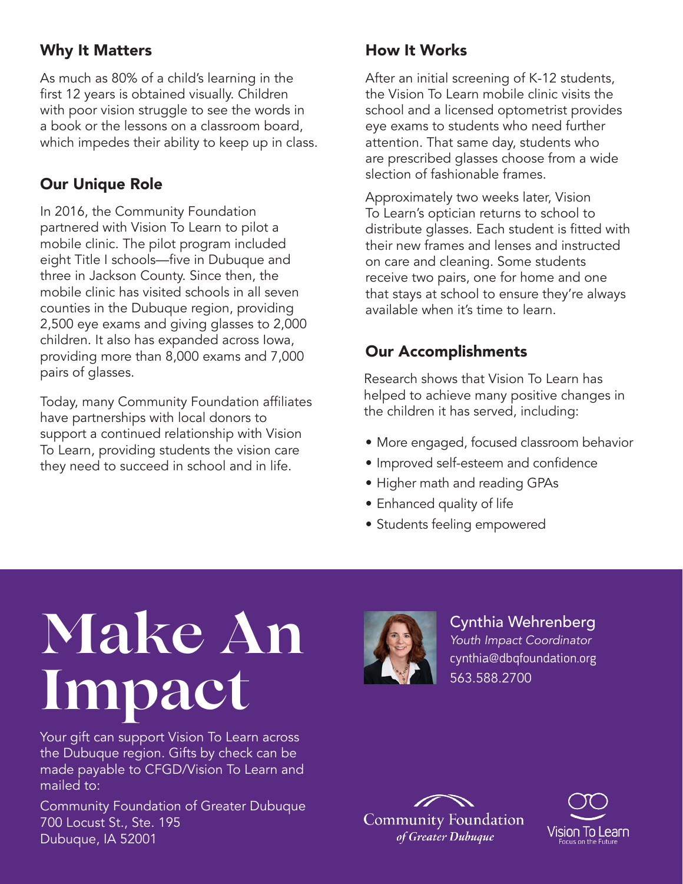## Why It Matters

As much as 80% of a child's learning in the first 12 years is obtained visually. Children with poor vision struggle to see the words in a book or the lessons on a classroom board, which impedes their ability to keep up in class.

## Our Unique Role

In 2016, the Community Foundation partnered with Vision To Learn to pilot a mobile clinic. The pilot program included eight Title I schools—five in Dubuque and three in Jackson County. Since then, the mobile clinic has visited schools in all seven counties in the Dubuque region, providing 2,500 eye exams and giving glasses to 2,000 children. It also has expanded across Iowa, providing more than 8,000 exams and 7,000 pairs of glasses.

Today, many Community Foundation affiliates have partnerships with local donors to support a continued relationship with Vision To Learn, providing students the vision care they need to succeed in school and in life.

## How It Works

After an initial screening of K-12 students, the Vision To Learn mobile clinic visits the school and a licensed optometrist provides eye exams to students who need further attention. That same day, students who are prescribed glasses choose from a wide slection of fashionable frames.

Approximately two weeks later, Vision To Learn's optician returns to school to distribute glasses. Each student is fitted with their new frames and lenses and instructed on care and cleaning. Some students receive two pairs, one for home and one that stays at school to ensure they're always available when it's time to learn.

## Our Accomplishments

Research shows that Vision To Learn has helped to achieve many positive changes in the children it has served, including:

- More engaged, focused classroom behavior
- Improved self-esteem and confidence
- Higher math and reading GPAs
- Enhanced quality of life
- Students feeling empowered

# Make An Impact

Your gift can support Vision To Learn across the Dubuque region. Gifts by check can be made payable to CFGD/Vision To Learn and mailed to:

Community Foundation of Greater Dubuque
700 Locust St., Ste. 195
Dubuque, IA 52001

Cynthia Wehrenberg
*Youth Impact Coordinator*
cynthia@dbqfoundation.org
563.588.2700

Community Foundation *of Greater Dubuque*

Vision To Learn
Focus on the Future